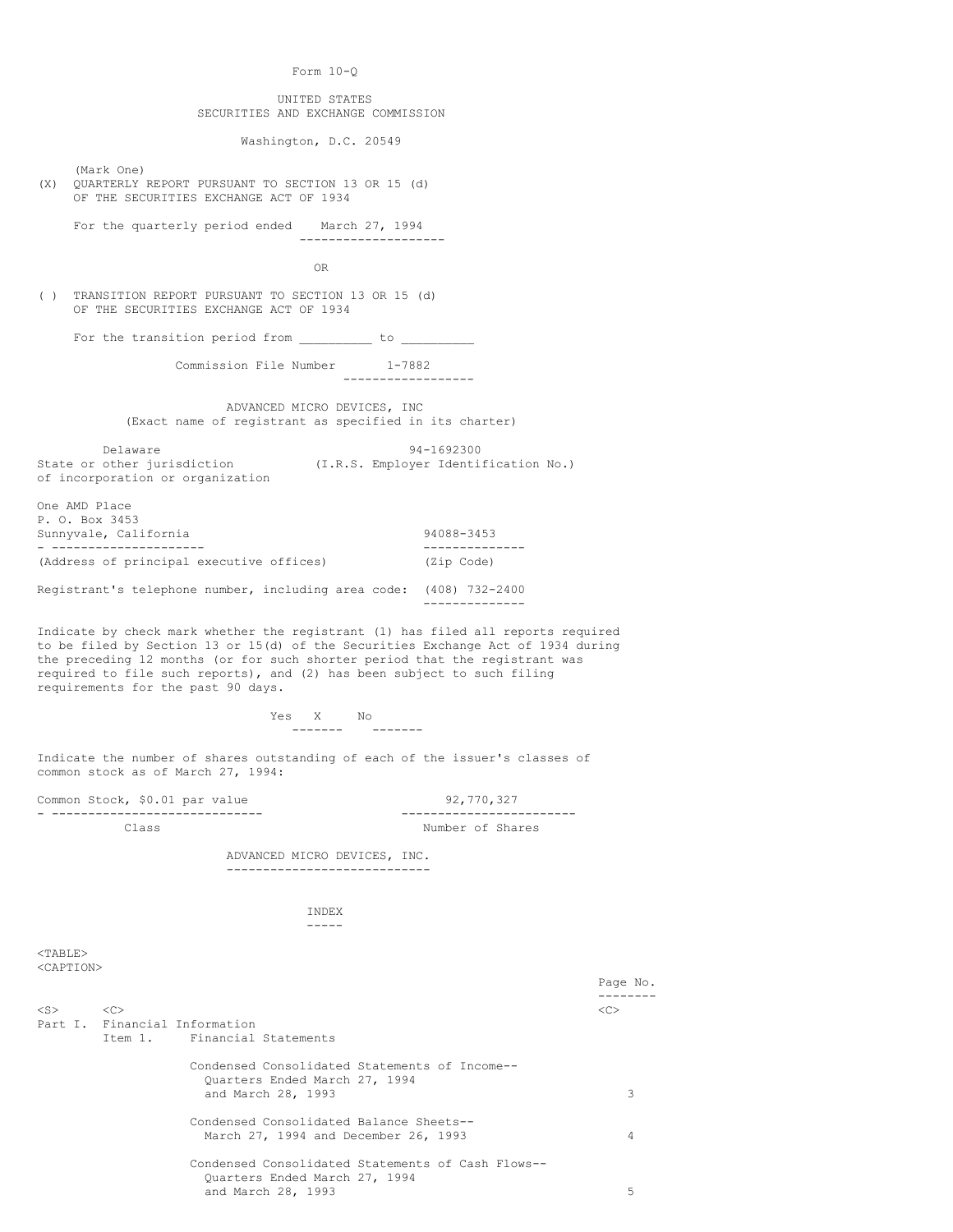Form 10-Q

UNITED STATES
SECURITIES AND EXCHANGE COMMISSION

Washington, D.C. 20549

(Mark One)

(X) QUARTERLY REPORT PURSUANT TO SECTION 13 OR 15 (d) OF THE SECURITIES EXCHANGE ACT OF 1934

For the quarterly period ended March 27, 1994

OR

( ) TRANSITION REPORT PURSUANT TO SECTION 13 OR 15 (d) OF THE SECURITIES EXCHANGE ACT OF 1934

For the transition period from _________ to _________

Commission File Number 1-7882

ADVANCED MICRO DEVICES, INC
(Exact name of registrant as specified in its charter)

| | |
|---|---|
| Delaware | 94-1692300 |
| State or other jurisdiction of incorporation or organization | (I.R.S. Employer Identification No.) |

| | |
|---|---|
| One AMD Place<br>P. O. Box 3453<br>Sunnyvale, California | 94088-3453 |
| (Address of principal executive offices) | (Zip Code) |

Registrant's telephone number, including area code: (408) 732-2400

Indicate by check mark whether the registrant (1) has filed all reports required to be filed by Section 13 or 15(d) of the Securities Exchange Act of 1934 during the preceding 12 months (or for such shorter period that the registrant was required to file such reports), and (2) has been subject to such filing requirements for the past 90 days.

Yes X No

Indicate the number of shares outstanding of each of the issuer's classes of common stock as of March 27, 1994:

| Class | Number of Shares |
|---|---|
| Common Stock, $0.01 par value | 92,770,327 |

ADVANCED MICRO DEVICES, INC.

INDEX

| | | Page No. |
|---|---|---|
| Part I. Financial Information | | |
| Item 1. | Financial Statements | |
| | Condensed Consolidated Statements of Income--Quarters Ended March 27, 1994 and March 28, 1993 | 3 |
| | Condensed Consolidated Balance Sheets--March 27, 1994 and December 26, 1993 | 4 |
| | Condensed Consolidated Statements of Cash Flows--Quarters Ended March 27, 1994 and March 28, 1993 | 5 |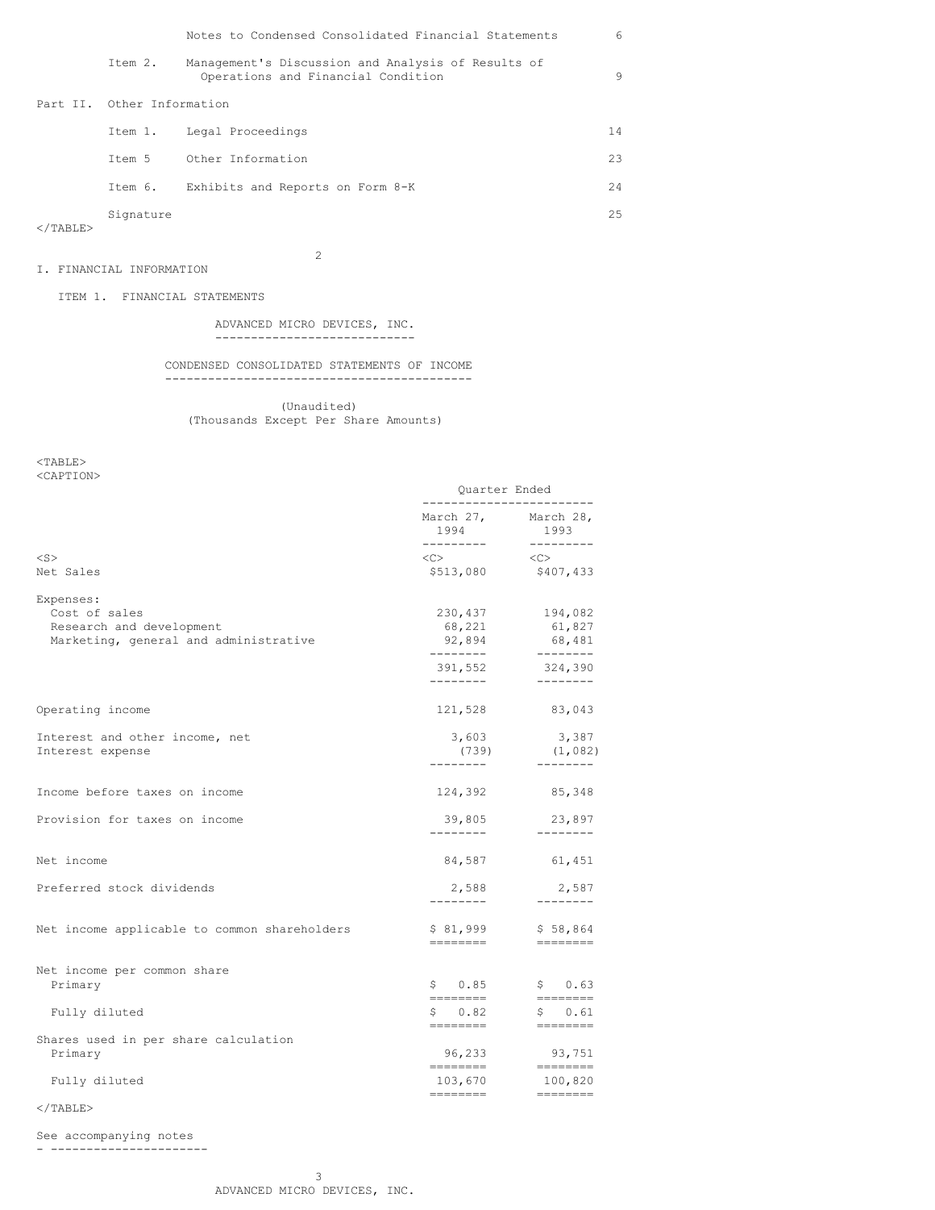| | | |
|---|---|---|
| | Notes to Condensed Consolidated Financial Statements | 6 |
| Item 2. | Management's Discussion and Analysis of Results of Operations and Financial Condition | 9 |

Part II. Other Information

| | | |
|---|---|---|
| Item 1. | Legal Proceedings | 14 |
| Item 5 | Other Information | 23 |
| Item 6. | Exhibits and Reports on Form 8-K | 24 |
| | Signature | 25 |

# I. FINANCIAL INFORMATION

## ITEM 1. FINANCIAL STATEMENTS

ADVANCED MICRO DEVICES, INC.

CONDENSED CONSOLIDATED STATEMENTS OF INCOME

(Unaudited)
(Thousands Except Per Share Amounts)

| | Quarter Ended | |
|---|---|---|
| | March 27, 1994 | March 28, 1993 |
| Net Sales | $513,080 | $407,433 |
| Expenses: | | |
| Cost of sales | 230,437 | 194,082 |
| Research and development | 68,221 | 61,827 |
| Marketing, general and administrative | 92,894 | 68,481 |
| | 391,552 | 324,390 |
| Operating income | 121,528 | 83,043 |
| Interest and other income, net | 3,603 | 3,387 |
| Interest expense | (739) | (1,082) |
| Income before taxes on income | 124,392 | 85,348 |
| Provision for taxes on income | 39,805 | 23,897 |
| Net income | 84,587 | 61,451 |
| Preferred stock dividends | 2,588 | 2,587 |
| Net income applicable to common shareholders | $ 81,999 | $ 58,864 |
| Net income per common share | | |
| Primary | $ 0.85 | $ 0.63 |
| Fully diluted | $ 0.82 | $ 0.61 |
| Shares used in per share calculation | | |
| Primary | 96,233 | 93,751 |
| Fully diluted | 103,670 | 100,820 |

See accompanying notes

ADVANCED MICRO DEVICES, INC.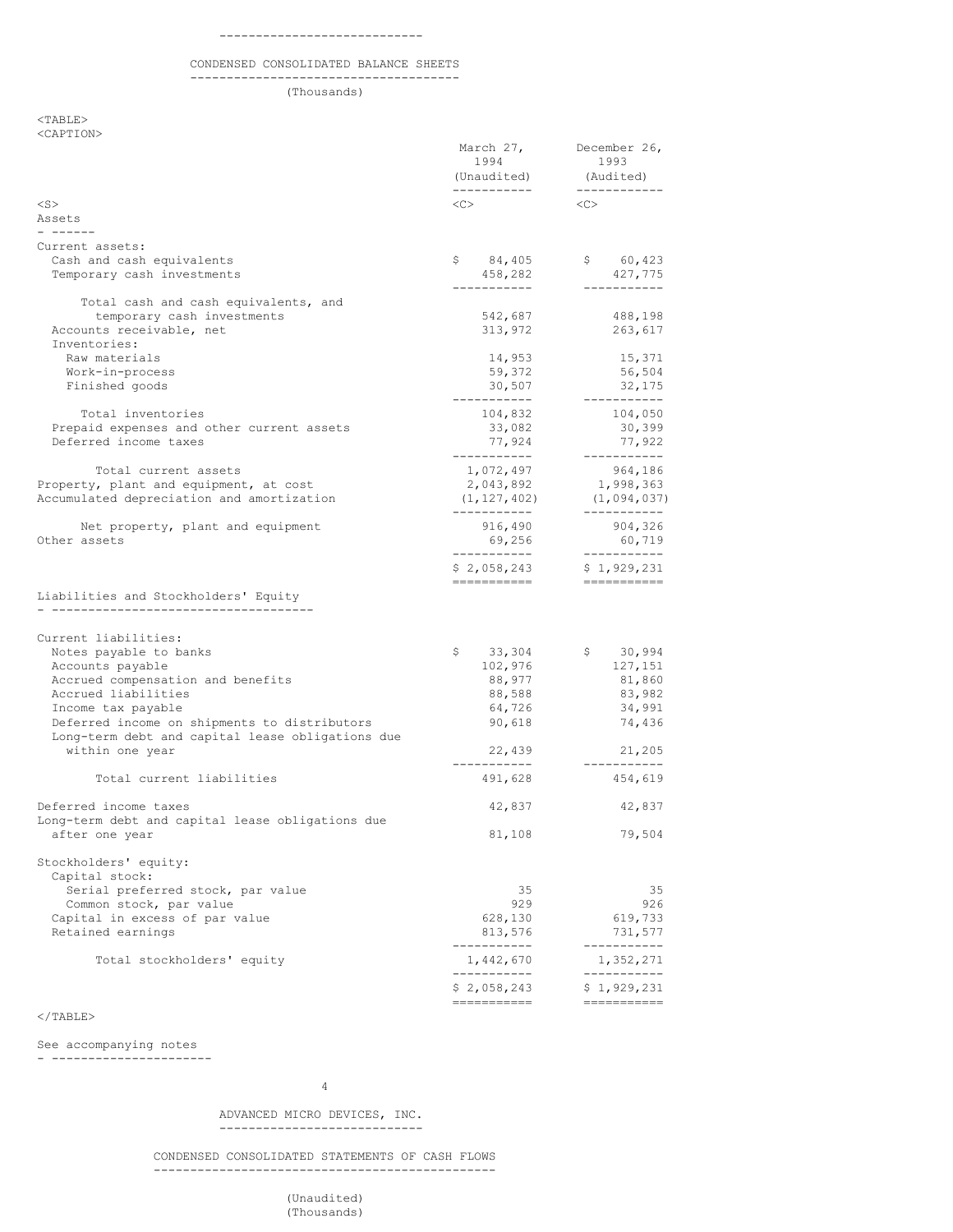## CONDENSED CONSOLIDATED BALANCE SHEETS

(Thousands)

| | March 27, 1994 (Unaudited) | December 26, 1993 (Audited) |
|---|---|---|
| **Assets** | | |
| Current assets: | | |
| Cash and cash equivalents | $ 84,405 | $ 60,423 |
| Temporary cash investments | 458,282 | 427,775 |
| Total cash and cash equivalents, and temporary cash investments | 542,687 | 488,198 |
| Accounts receivable, net | 313,972 | 263,617 |
| Inventories: | | |
| Raw materials | 14,953 | 15,371 |
| Work-in-process | 59,372 | 56,504 |
| Finished goods | 30,507 | 32,175 |
| Total inventories | 104,832 | 104,050 |
| Prepaid expenses and other current assets | 33,082 | 30,399 |
| Deferred income taxes | 77,924 | 77,922 |
| Total current assets | 1,072,497 | 964,186 |
| Property, plant and equipment, at cost | 2,043,892 | 1,998,363 |
| Accumulated depreciation and amortization | (1,127,402) | (1,094,037) |
| Net property, plant and equipment | 916,490 | 904,326 |
| Other assets | 69,256 | 60,719 |
| | $ 2,058,243 | $ 1,929,231 |
| **Liabilities and Stockholders' Equity** | | |
| Current liabilities: | | |
| Notes payable to banks | $ 33,304 | $ 30,994 |
| Accounts payable | 102,976 | 127,151 |
| Accrued compensation and benefits | 88,977 | 81,860 |
| Accrued liabilities | 88,588 | 83,982 |
| Income tax payable | 64,726 | 34,991 |
| Deferred income on shipments to distributors | 90,618 | 74,436 |
| Long-term debt and capital lease obligations due within one year | 22,439 | 21,205 |
| Total current liabilities | 491,628 | 454,619 |
| Deferred income taxes | 42,837 | 42,837 |
| Long-term debt and capital lease obligations due after one year | 81,108 | 79,504 |
| Stockholders' equity: | | |
| Capital stock: | | |
| Serial preferred stock, par value | 35 | 35 |
| Common stock, par value | 929 | 926 |
| Capital in excess of par value | 628,130 | 619,733 |
| Retained earnings | 813,576 | 731,577 |
| Total stockholders' equity | 1,442,670 | 1,352,271 |
| | $ 2,058,243 | $ 1,929,231 |

See accompanying notes

ADVANCED MICRO DEVICES, INC.

## CONDENSED CONSOLIDATED STATEMENTS OF CASH FLOWS

(Unaudited)
(Thousands)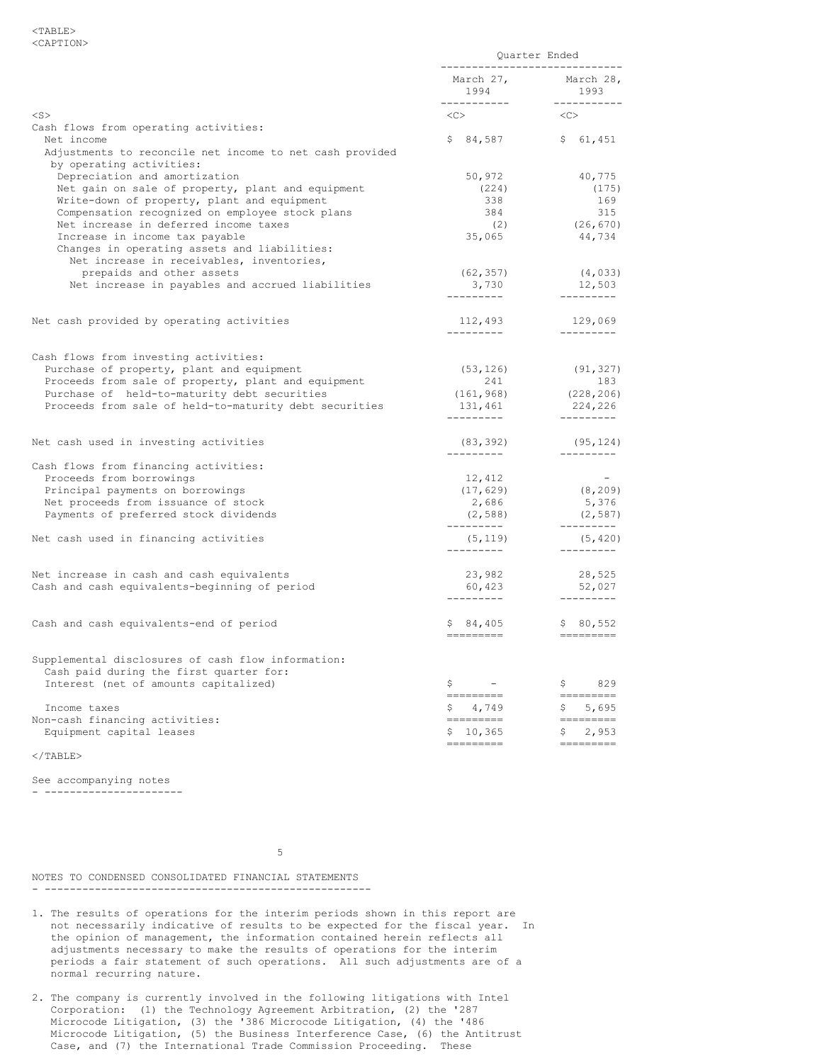| | Quarter Ended | |
|---|---|---|
| | March 27, 1994 | March 28, 1993 |
| Cash flows from operating activities: | | |
| Net income | $ 84,587 | $ 61,451 |
| Adjustments to reconcile net income to net cash provided by operating activities: | | |
| Depreciation and amortization | 50,972 | 40,775 |
| Net gain on sale of property, plant and equipment | (224) | (175) |
| Write-down of property, plant and equipment | 338 | 169 |
| Compensation recognized on employee stock plans | 384 | 315 |
| Net increase in deferred income taxes | (2) | (26,670) |
| Increase in income tax payable | 35,065 | 44,734 |
| Changes in operating assets and liabilities: | | |
| Net increase in receivables, inventories, prepaids and other assets | (62,357) | (4,033) |
| Net increase in payables and accrued liabilities | 3,730 | 12,503 |
| Net cash provided by operating activities | 112,493 | 129,069 |
| Cash flows from investing activities: | | |
| Purchase of property, plant and equipment | (53,126) | (91,327) |
| Proceeds from sale of property, plant and equipment | 241 | 183 |
| Purchase of held-to-maturity debt securities | (161,968) | (228,206) |
| Proceeds from sale of held-to-maturity debt securities | 131,461 | 224,226 |
| Net cash used in investing activities | (83,392) | (95,124) |
| Cash flows from financing activities: | | |
| Proceeds from borrowings | 12,412 | - |
| Principal payments on borrowings | (17,629) | (8,209) |
| Net proceeds from issuance of stock | 2,686 | 5,376 |
| Payments of preferred stock dividends | (2,588) | (2,587) |
| Net cash used in financing activities | (5,119) | (5,420) |
| Net increase in cash and cash equivalents | 23,982 | 28,525 |
| Cash and cash equivalents-beginning of period | 60,423 | 52,027 |
| Cash and cash equivalents-end of period | $ 84,405 | $ 80,552 |
| Supplemental disclosures of cash flow information: | | |
| Cash paid during the first quarter for: | | |
| Interest (net of amounts capitalized) | $ - | $ 829 |
| Income taxes | $ 4,749 | $ 5,695 |
| Non-cash financing activities: | | |
| Equipment capital leases | $ 10,365 | $ 2,953 |

See accompanying notes

## NOTES TO CONDENSED CONSOLIDATED FINANCIAL STATEMENTS

1. The results of operations for the interim periods shown in this report are not necessarily indicative of results to be expected for the fiscal year. In the opinion of management, the information contained herein reflects all adjustments necessary to make the results of operations for the interim periods a fair statement of such operations. All such adjustments are of a normal recurring nature.

2. The company is currently involved in the following litigations with Intel Corporation: (1) the Technology Agreement Arbitration, (2) the '287 Microcode Litigation, (3) the '386 Microcode Litigation, (4) the '486 Microcode Litigation, (5) the Business Interference Case, (6) the Antitrust Case, and (7) the International Trade Commission Proceeding. These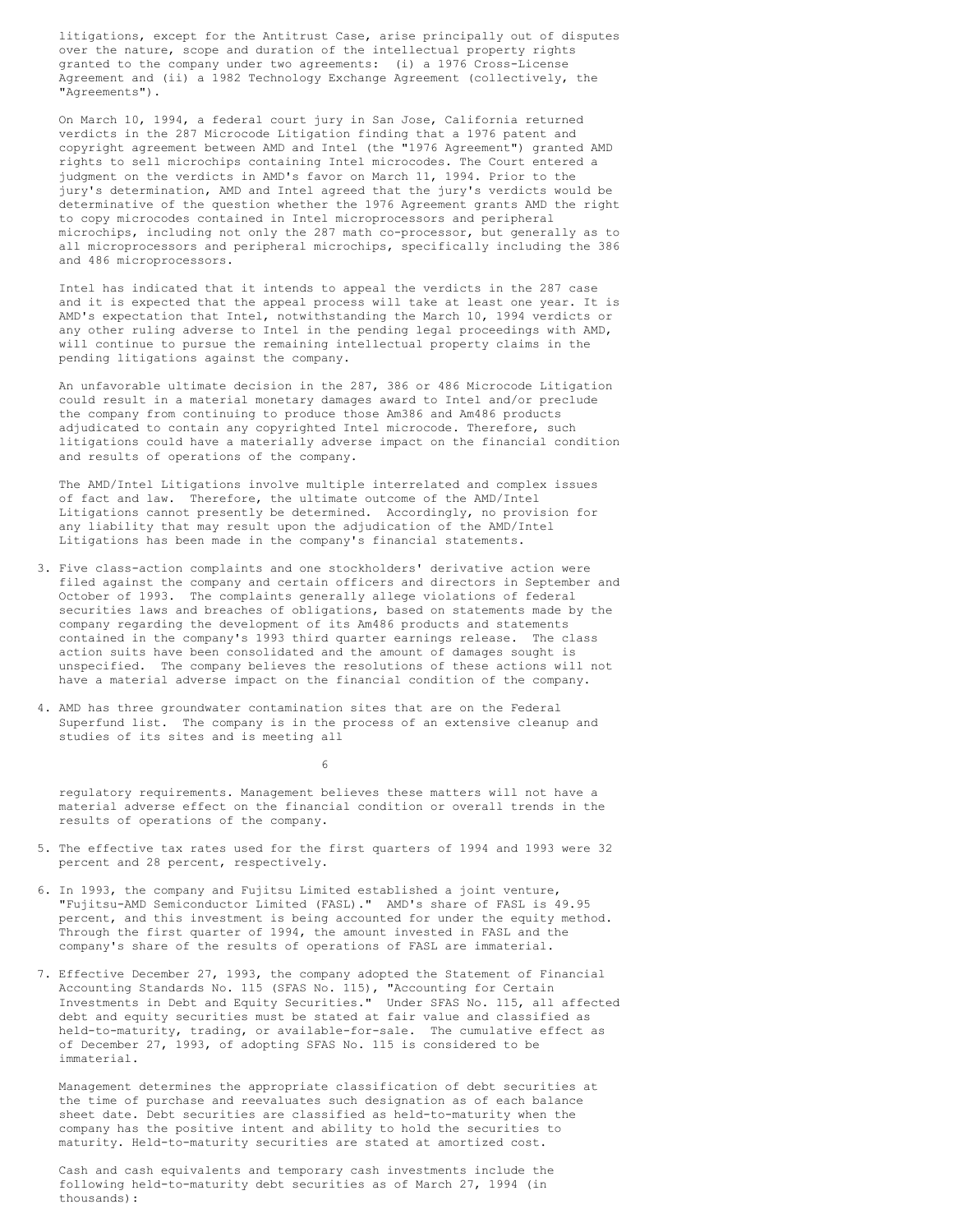litigations, except for the Antitrust Case, arise principally out of disputes over the nature, scope and duration of the intellectual property rights granted to the company under two agreements: (i) a 1976 Cross-License Agreement and (ii) a 1982 Technology Exchange Agreement (collectively, the "Agreements").

On March 10, 1994, a federal court jury in San Jose, California returned verdicts in the 287 Microcode Litigation finding that a 1976 patent and copyright agreement between AMD and Intel (the "1976 Agreement") granted AMD rights to sell microchips containing Intel microcodes. The Court entered a judgment on the verdicts in AMD's favor on March 11, 1994. Prior to the jury's determination, AMD and Intel agreed that the jury's verdicts would be determinative of the question whether the 1976 Agreement grants AMD the right to copy microcodes contained in Intel microprocessors and peripheral microchips, including not only the 287 math co-processor, but generally as to all microprocessors and peripheral microchips, specifically including the 386 and 486 microprocessors.

Intel has indicated that it intends to appeal the verdicts in the 287 case and it is expected that the appeal process will take at least one year. It is AMD's expectation that Intel, notwithstanding the March 10, 1994 verdicts or any other ruling adverse to Intel in the pending legal proceedings with AMD, will continue to pursue the remaining intellectual property claims in the pending litigations against the company.

An unfavorable ultimate decision in the 287, 386 or 486 Microcode Litigation could result in a material monetary damages award to Intel and/or preclude the company from continuing to produce those Am386 and Am486 products adjudicated to contain any copyrighted Intel microcode. Therefore, such litigations could have a materially adverse impact on the financial condition and results of operations of the company.

The AMD/Intel Litigations involve multiple interrelated and complex issues of fact and law. Therefore, the ultimate outcome of the AMD/Intel Litigations cannot presently be determined. Accordingly, no provision for any liability that may result upon the adjudication of the AMD/Intel Litigations has been made in the company's financial statements.

3. Five class-action complaints and one stockholders' derivative action were filed against the company and certain officers and directors in September and October of 1993. The complaints generally allege violations of federal securities laws and breaches of obligations, based on statements made by the company regarding the development of its Am486 products and statements contained in the company's 1993 third quarter earnings release. The class action suits have been consolidated and the amount of damages sought is unspecified. The company believes the resolutions of these actions will not have a material adverse impact on the financial condition of the company.

4. AMD has three groundwater contamination sites that are on the Federal Superfund list. The company is in the process of an extensive cleanup and studies of its sites and is meeting all regulatory requirements. Management believes these matters will not have a material adverse effect on the financial condition or overall trends in the results of operations of the company.

5. The effective tax rates used for the first quarters of 1994 and 1993 were 32 percent and 28 percent, respectively.

6. In 1993, the company and Fujitsu Limited established a joint venture, "Fujitsu-AMD Semiconductor Limited (FASL)." AMD's share of FASL is 49.95 percent, and this investment is being accounted for under the equity method. Through the first quarter of 1994, the amount invested in FASL and the company's share of the results of operations of FASL are immaterial.

7. Effective December 27, 1993, the company adopted the Statement of Financial Accounting Standards No. 115 (SFAS No. 115), "Accounting for Certain Investments in Debt and Equity Securities." Under SFAS No. 115, all affected debt and equity securities must be stated at fair value and classified as held-to-maturity, trading, or available-for-sale. The cumulative effect as of December 27, 1993, of adopting SFAS No. 115 is considered to be immaterial.

   Management determines the appropriate classification of debt securities at the time of purchase and reevaluates such designation as of each balance sheet date. Debt securities are classified as held-to-maturity when the company has the positive intent and ability to hold the securities to maturity. Held-to-maturity securities are stated at amortized cost.

   Cash and cash equivalents and temporary cash investments include the following held-to-maturity debt securities as of March 27, 1994 (in thousands):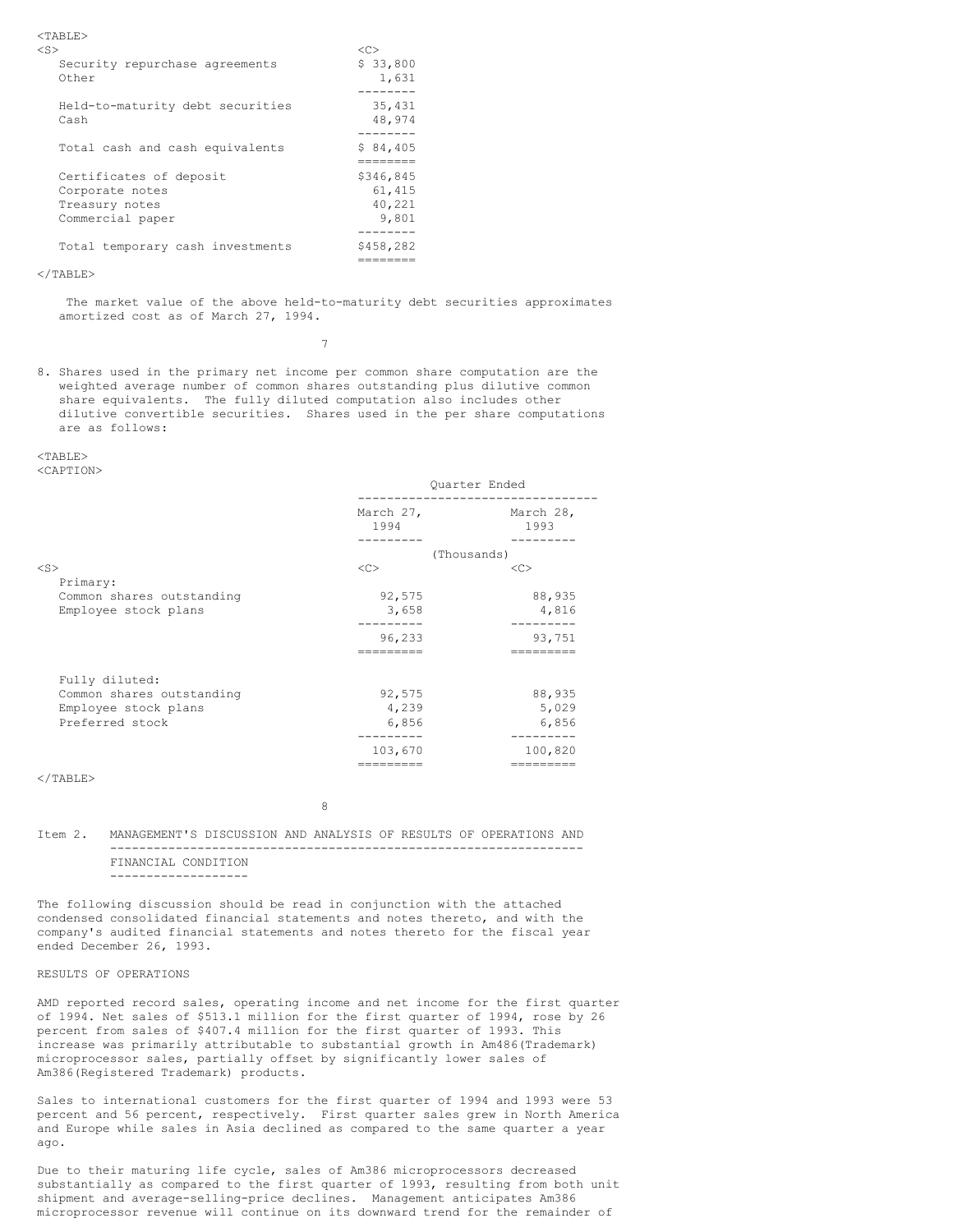| | |
|---|---|
| Security repurchase agreements | $ 33,800 |
| Other | 1,631 |
| Held-to-maturity debt securities | 35,431 |
| Cash | 48,974 |
| Total cash and cash equivalents | $ 84,405 |
| Certificates of deposit | $346,845 |
| Corporate notes | 61,415 |
| Treasury notes | 40,221 |
| Commercial paper | 9,801 |
| Total temporary cash investments | $458,282 |

The market value of the above held-to-maturity debt securities approximates amortized cost as of March 27, 1994.

8. Shares used in the primary net income per common share computation are the weighted average number of common shares outstanding plus dilutive common share equivalents. The fully diluted computation also includes other dilutive convertible securities. Shares used in the per share computations are as follows:

| | Quarter Ended | |
|---|---|---|
| | March 27, 1994 | March 28, 1993 |
| | (Thousands) | |
| **Primary:** | | |
| Common shares outstanding | 92,575 | 88,935 |
| Employee stock plans | 3,658 | 4,816 |
| | 96,233 | 93,751 |
| **Fully diluted:** | | |
| Common shares outstanding | 92,575 | 88,935 |
| Employee stock plans | 4,239 | 5,029 |
| Preferred stock | 6,856 | 6,856 |
| | 103,670 | 100,820 |

## Item 2. MANAGEMENT'S DISCUSSION AND ANALYSIS OF RESULTS OF OPERATIONS AND FINANCIAL CONDITION

The following discussion should be read in conjunction with the attached condensed consolidated financial statements and notes thereto, and with the company's audited financial statements and notes thereto for the fiscal year ended December 26, 1993.

### RESULTS OF OPERATIONS

AMD reported record sales, operating income and net income for the first quarter of 1994. Net sales of $513.1 million for the first quarter of 1994, rose by 26 percent from sales of $407.4 million for the first quarter of 1993. This increase was primarily attributable to substantial growth in Am486(Trademark) microprocessor sales, partially offset by significantly lower sales of Am386(Registered Trademark) products.

Sales to international customers for the first quarter of 1994 and 1993 were 53 percent and 56 percent, respectively. First quarter sales grew in North America and Europe while sales in Asia declined as compared to the same quarter a year ago.

Due to their maturing life cycle, sales of Am386 microprocessors decreased substantially as compared to the first quarter of 1993, resulting from both unit shipment and average-selling-price declines. Management anticipates Am386 microprocessor revenue will continue on its downward trend for the remainder of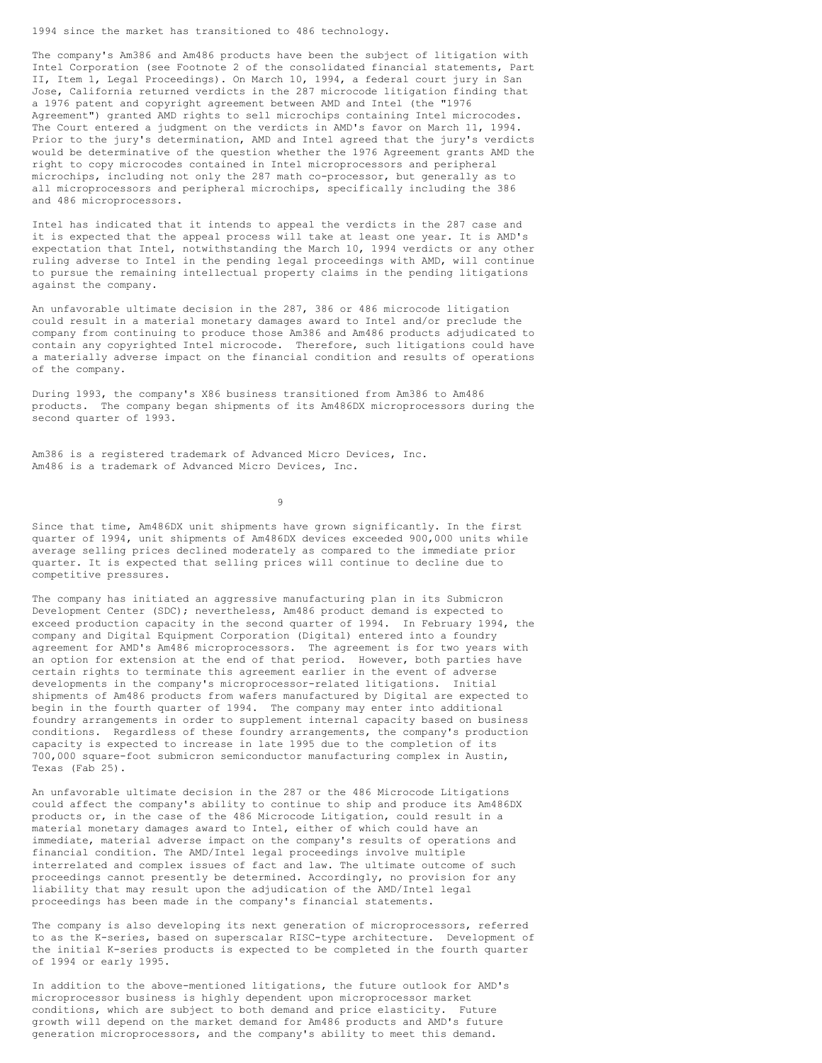1994 since the market has transitioned to 486 technology.

The company's Am386 and Am486 products have been the subject of litigation with Intel Corporation (see Footnote 2 of the consolidated financial statements, Part II, Item 1, Legal Proceedings). On March 10, 1994, a federal court jury in San Jose, California returned verdicts in the 287 microcode litigation finding that a 1976 patent and copyright agreement between AMD and Intel (the "1976 Agreement") granted AMD rights to sell microchips containing Intel microcodes. The Court entered a judgment on the verdicts in AMD's favor on March 11, 1994. Prior to the jury's determination, AMD and Intel agreed that the jury's verdicts would be determinative of the question whether the 1976 Agreement grants AMD the right to copy microcodes contained in Intel microprocessors and peripheral microchips, including not only the 287 math co-processor, but generally as to all microprocessors and peripheral microchips, specifically including the 386 and 486 microprocessors.

Intel has indicated that it intends to appeal the verdicts in the 287 case and it is expected that the appeal process will take at least one year. It is AMD's expectation that Intel, notwithstanding the March 10, 1994 verdicts or any other ruling adverse to Intel in the pending legal proceedings with AMD, will continue to pursue the remaining intellectual property claims in the pending litigations against the company.

An unfavorable ultimate decision in the 287, 386 or 486 microcode litigation could result in a material monetary damages award to Intel and/or preclude the company from continuing to produce those Am386 and Am486 products adjudicated to contain any copyrighted Intel microcode. Therefore, such litigations could have a materially adverse impact on the financial condition and results of operations of the company.

During 1993, the company's X86 business transitioned from Am386 to Am486 products. The company began shipments of its Am486DX microprocessors during the second quarter of 1993.

Am386 is a registered trademark of Advanced Micro Devices, Inc.
Am486 is a trademark of Advanced Micro Devices, Inc.

Since that time, Am486DX unit shipments have grown significantly. In the first quarter of 1994, unit shipments of Am486DX devices exceeded 900,000 units while average selling prices declined moderately as compared to the immediate prior quarter. It is expected that selling prices will continue to decline due to competitive pressures.

The company has initiated an aggressive manufacturing plan in its Submicron Development Center (SDC); nevertheless, Am486 product demand is expected to exceed production capacity in the second quarter of 1994. In February 1994, the company and Digital Equipment Corporation (Digital) entered into a foundry agreement for AMD's Am486 microprocessors. The agreement is for two years with an option for extension at the end of that period. However, both parties have certain rights to terminate this agreement earlier in the event of adverse developments in the company's microprocessor-related litigations. Initial shipments of Am486 products from wafers manufactured by Digital are expected to begin in the fourth quarter of 1994. The company may enter into additional foundry arrangements in order to supplement internal capacity based on business conditions. Regardless of these foundry arrangements, the company's production capacity is expected to increase in late 1995 due to the completion of its 700,000 square-foot submicron semiconductor manufacturing complex in Austin, Texas (Fab 25).

An unfavorable ultimate decision in the 287 or the 486 Microcode Litigations could affect the company's ability to continue to ship and produce its Am486DX products or, in the case of the 486 Microcode Litigation, could result in a material monetary damages award to Intel, either of which could have an immediate, material adverse impact on the company's results of operations and financial condition. The AMD/Intel legal proceedings involve multiple interrelated and complex issues of fact and law. The ultimate outcome of such proceedings cannot presently be determined. Accordingly, no provision for any liability that may result upon the adjudication of the AMD/Intel legal proceedings has been made in the company's financial statements.

The company is also developing its next generation of microprocessors, referred to as the K-series, based on superscalar RISC-type architecture. Development of the initial K-series products is expected to be completed in the fourth quarter of 1994 or early 1995.

In addition to the above-mentioned litigations, the future outlook for AMD's microprocessor business is highly dependent upon microprocessor market conditions, which are subject to both demand and price elasticity. Future growth will depend on the market demand for Am486 products and AMD's future generation microprocessors, and the company's ability to meet this demand.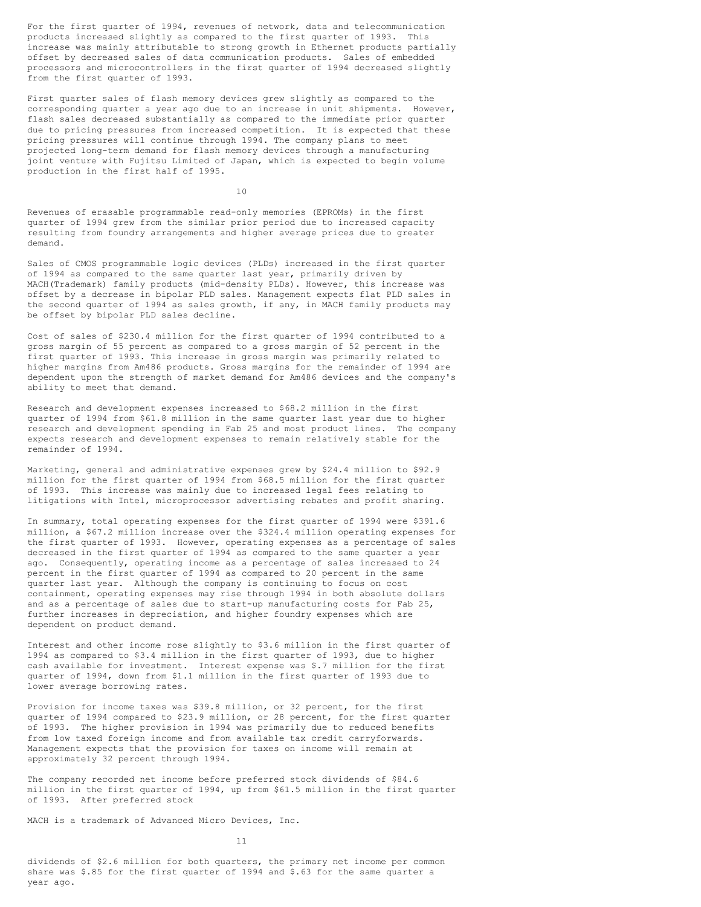For the first quarter of 1994, revenues of network, data and telecommunication products increased slightly as compared to the first quarter of 1993. This increase was mainly attributable to strong growth in Ethernet products partially offset by decreased sales of data communication products. Sales of embedded processors and microcontrollers in the first quarter of 1994 decreased slightly from the first quarter of 1993.

First quarter sales of flash memory devices grew slightly as compared to the corresponding quarter a year ago due to an increase in unit shipments. However, flash sales decreased substantially as compared to the immediate prior quarter due to pricing pressures from increased competition. It is expected that these pricing pressures will continue through 1994. The company plans to meet projected long-term demand for flash memory devices through a manufacturing joint venture with Fujitsu Limited of Japan, which is expected to begin volume production in the first half of 1995.

Revenues of erasable programmable read-only memories (EPROMs) in the first quarter of 1994 grew from the similar prior period due to increased capacity resulting from foundry arrangements and higher average prices due to greater demand.

Sales of CMOS programmable logic devices (PLDs) increased in the first quarter of 1994 as compared to the same quarter last year, primarily driven by MACH(Trademark) family products (mid-density PLDs). However, this increase was offset by a decrease in bipolar PLD sales. Management expects flat PLD sales in the second quarter of 1994 as sales growth, if any, in MACH family products may be offset by bipolar PLD sales decline.

Cost of sales of $230.4 million for the first quarter of 1994 contributed to a gross margin of 55 percent as compared to a gross margin of 52 percent in the first quarter of 1993. This increase in gross margin was primarily related to higher margins from Am486 products. Gross margins for the remainder of 1994 are dependent upon the strength of market demand for Am486 devices and the company's ability to meet that demand.

Research and development expenses increased to $68.2 million in the first quarter of 1994 from $61.8 million in the same quarter last year due to higher research and development spending in Fab 25 and most product lines. The company expects research and development expenses to remain relatively stable for the remainder of 1994.

Marketing, general and administrative expenses grew by $24.4 million to $92.9 million for the first quarter of 1994 from $68.5 million for the first quarter of 1993. This increase was mainly due to increased legal fees relating to litigations with Intel, microprocessor advertising rebates and profit sharing.

In summary, total operating expenses for the first quarter of 1994 were $391.6 million, a $67.2 million increase over the $324.4 million operating expenses for the first quarter of 1993. However, operating expenses as a percentage of sales decreased in the first quarter of 1994 as compared to the same quarter a year ago. Consequently, operating income as a percentage of sales increased to 24 percent in the first quarter of 1994 as compared to 20 percent in the same quarter last year. Although the company is continuing to focus on cost containment, operating expenses may rise through 1994 in both absolute dollars and as a percentage of sales due to start-up manufacturing costs for Fab 25, further increases in depreciation, and higher foundry expenses which are dependent on product demand.

Interest and other income rose slightly to $3.6 million in the first quarter of 1994 as compared to $3.4 million in the first quarter of 1993, due to higher cash available for investment. Interest expense was $.7 million for the first quarter of 1994, down from $1.1 million in the first quarter of 1993 due to lower average borrowing rates.

Provision for income taxes was $39.8 million, or 32 percent, for the first quarter of 1994 compared to $23.9 million, or 28 percent, for the first quarter of 1993. The higher provision in 1994 was primarily due to reduced benefits from low taxed foreign income and from available tax credit carryforwards. Management expects that the provision for taxes on income will remain at approximately 32 percent through 1994.

The company recorded net income before preferred stock dividends of $84.6 million in the first quarter of 1994, up from $61.5 million in the first quarter of 1993. After preferred stock

MACH is a trademark of Advanced Micro Devices, Inc.

dividends of $2.6 million for both quarters, the primary net income per common share was $.85 for the first quarter of 1994 and $.63 for the same quarter a year ago.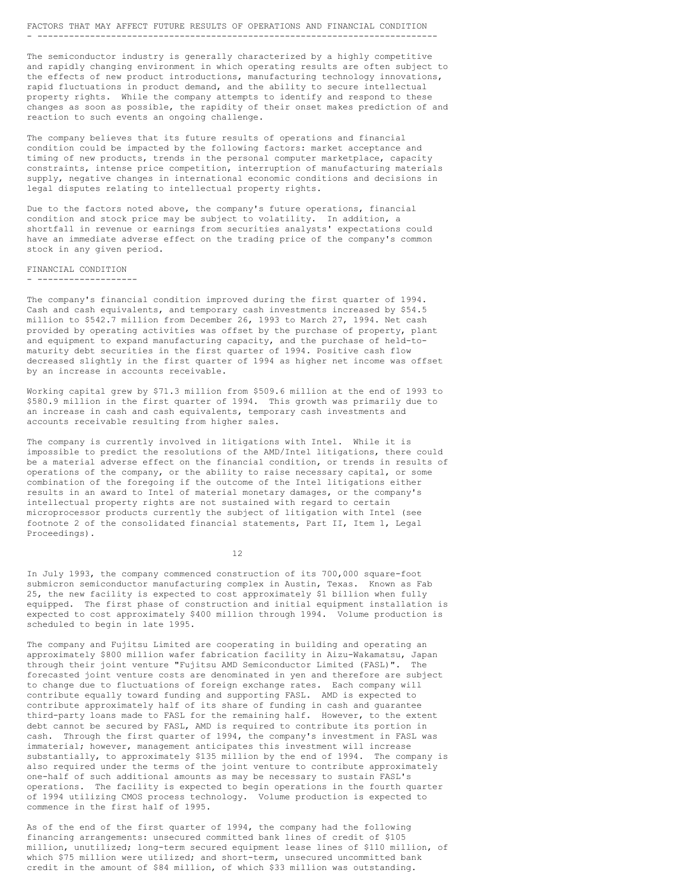## FACTORS THAT MAY AFFECT FUTURE RESULTS OF OPERATIONS AND FINANCIAL CONDITION

The semiconductor industry is generally characterized by a highly competitive and rapidly changing environment in which operating results are often subject to the effects of new product introductions, manufacturing technology innovations, rapid fluctuations in product demand, and the ability to secure intellectual property rights. While the company attempts to identify and respond to these changes as soon as possible, the rapidity of their onset makes prediction of and reaction to such events an ongoing challenge.

The company believes that its future results of operations and financial condition could be impacted by the following factors: market acceptance and timing of new products, trends in the personal computer marketplace, capacity constraints, intense price competition, interruption of manufacturing materials supply, negative changes in international economic conditions and decisions in legal disputes relating to intellectual property rights.

Due to the factors noted above, the company's future operations, financial condition and stock price may be subject to volatility. In addition, a shortfall in revenue or earnings from securities analysts' expectations could have an immediate adverse effect on the trading price of the company's common stock in any given period.

## FINANCIAL CONDITION

The company's financial condition improved during the first quarter of 1994. Cash and cash equivalents, and temporary cash investments increased by $54.5 million to $542.7 million from December 26, 1993 to March 27, 1994. Net cash provided by operating activities was offset by the purchase of property, plant and equipment to expand manufacturing capacity, and the purchase of held-to-maturity debt securities in the first quarter of 1994. Positive cash flow decreased slightly in the first quarter of 1994 as higher net income was offset by an increase in accounts receivable.

Working capital grew by $71.3 million from $509.6 million at the end of 1993 to $580.9 million in the first quarter of 1994. This growth was primarily due to an increase in cash and cash equivalents, temporary cash investments and accounts receivable resulting from higher sales.

The company is currently involved in litigations with Intel. While it is impossible to predict the resolutions of the AMD/Intel litigations, there could be a material adverse effect on the financial condition, or trends in results of operations of the company, or the ability to raise necessary capital, or some combination of the foregoing if the outcome of the Intel litigations either results in an award to Intel of material monetary damages, or the company's intellectual property rights are not sustained with regard to certain microprocessor products currently the subject of litigation with Intel (see footnote 2 of the consolidated financial statements, Part II, Item 1, Legal Proceedings).

In July 1993, the company commenced construction of its 700,000 square-foot submicron semiconductor manufacturing complex in Austin, Texas. Known as Fab 25, the new facility is expected to cost approximately $1 billion when fully equipped. The first phase of construction and initial equipment installation is expected to cost approximately $400 million through 1994. Volume production is scheduled to begin in late 1995.

The company and Fujitsu Limited are cooperating in building and operating an approximately $800 million wafer fabrication facility in Aizu-Wakamatsu, Japan through their joint venture "Fujitsu AMD Semiconductor Limited (FASL)". The forecasted joint venture costs are denominated in yen and therefore are subject to change due to fluctuations of foreign exchange rates. Each company will contribute equally toward funding and supporting FASL. AMD is expected to contribute approximately half of its share of funding in cash and guarantee third-party loans made to FASL for the remaining half. However, to the extent debt cannot be secured by FASL, AMD is required to contribute its portion in cash. Through the first quarter of 1994, the company's investment in FASL was immaterial; however, management anticipates this investment will increase substantially, to approximately $135 million by the end of 1994. The company is also required under the terms of the joint venture to contribute approximately one-half of such additional amounts as may be necessary to sustain FASL's operations. The facility is expected to begin operations in the fourth quarter of 1994 utilizing CMOS process technology. Volume production is expected to commence in the first half of 1995.

As of the end of the first quarter of 1994, the company had the following financing arrangements: unsecured committed bank lines of credit of $105 million, unutilized; long-term secured equipment lease lines of $110 million, of which $75 million were utilized; and short-term, unsecured uncommitted bank credit in the amount of $84 million, of which $33 million was outstanding.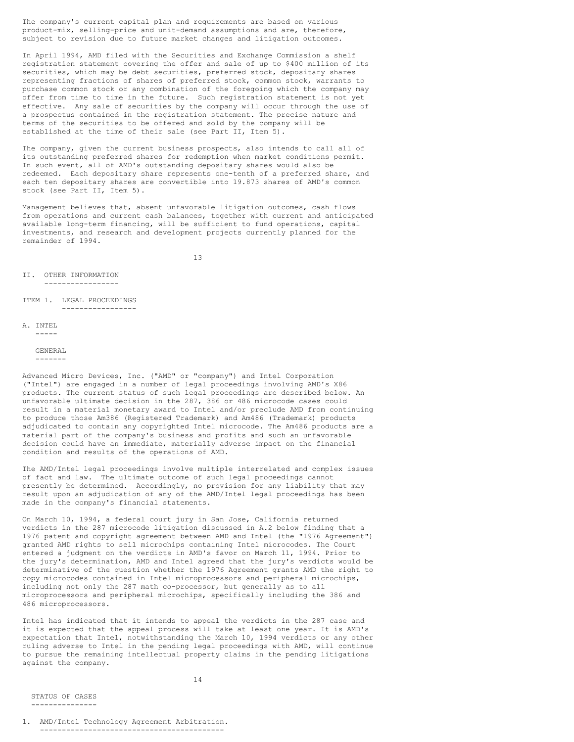The company's current capital plan and requirements are based on various product-mix, selling-price and unit-demand assumptions and are, therefore, subject to revision due to future market changes and litigation outcomes.

In April 1994, AMD filed with the Securities and Exchange Commission a shelf registration statement covering the offer and sale of up to $400 million of its securities, which may be debt securities, preferred stock, depositary shares representing fractions of shares of preferred stock, common stock, warrants to purchase common stock or any combination of the foregoing which the company may offer from time to time in the future. Such registration statement is not yet effective. Any sale of securities by the company will occur through the use of a prospectus contained in the registration statement. The precise nature and terms of the securities to be offered and sold by the company will be established at the time of their sale (see Part II, Item 5).

The company, given the current business prospects, also intends to call all of its outstanding preferred shares for redemption when market conditions permit. In such event, all of AMD's outstanding depositary shares would also be redeemed. Each depositary share represents one-tenth of a preferred share, and each ten depositary shares are convertible into 19.873 shares of AMD's common stock (see Part II, Item 5).

Management believes that, absent unfavorable litigation outcomes, cash flows from operations and current cash balances, together with current and anticipated available long-term financing, will be sufficient to fund operations, capital investments, and research and development projects currently planned for the remainder of 1994.

# II. OTHER INFORMATION

## ITEM 1. LEGAL PROCEEDINGS

### A. INTEL

#### GENERAL

Advanced Micro Devices, Inc. ("AMD" or "company") and Intel Corporation ("Intel") are engaged in a number of legal proceedings involving AMD's X86 products. The current status of such legal proceedings are described below. An unfavorable ultimate decision in the 287, 386 or 486 microcode cases could result in a material monetary award to Intel and/or preclude AMD from continuing to produce those Am386 (Registered Trademark) and Am486 (Trademark) products adjudicated to contain any copyrighted Intel microcode. The Am486 products are a material part of the company's business and profits and such an unfavorable decision could have an immediate, materially adverse impact on the financial condition and results of the operations of AMD.

The AMD/Intel legal proceedings involve multiple interrelated and complex issues of fact and law. The ultimate outcome of such legal proceedings cannot presently be determined. Accordingly, no provision for any liability that may result upon an adjudication of any of the AMD/Intel legal proceedings has been made in the company's financial statements.

On March 10, 1994, a federal court jury in San Jose, California returned verdicts in the 287 microcode litigation discussed in A.2 below finding that a 1976 patent and copyright agreement between AMD and Intel (the "1976 Agreement") granted AMD rights to sell microchips containing Intel microcodes. The Court entered a judgment on the verdicts in AMD's favor on March 11, 1994. Prior to the jury's determination, AMD and Intel agreed that the jury's verdicts would be determinative of the question whether the 1976 Agreement grants AMD the right to copy microcodes contained in Intel microprocessors and peripheral microchips, including not only the 287 math co-processor, but generally as to all microprocessors and peripheral microchips, specifically including the 386 and 486 microprocessors.

Intel has indicated that it intends to appeal the verdicts in the 287 case and it is expected that the appeal process will take at least one year. It is AMD's expectation that Intel, notwithstanding the March 10, 1994 verdicts or any other ruling adverse to Intel in the pending legal proceedings with AMD, will continue to pursue the remaining intellectual property claims in the pending litigations against the company.

#### STATUS OF CASES

1. AMD/Intel Technology Agreement Arbitration.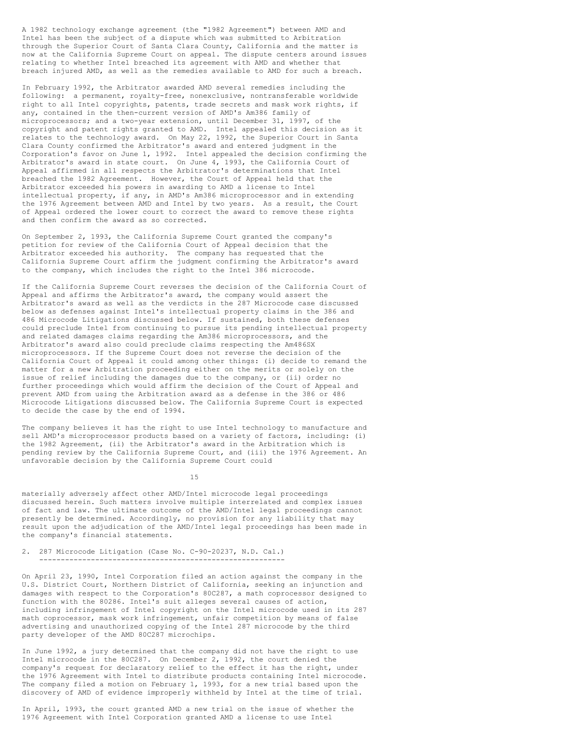A 1982 technology exchange agreement (the "1982 Agreement") between AMD and Intel has been the subject of a dispute which was submitted to Arbitration through the Superior Court of Santa Clara County, California and the matter is now at the California Supreme Court on appeal. The dispute centers around issues relating to whether Intel breached its agreement with AMD and whether that breach injured AMD, as well as the remedies available to AMD for such a breach.

In February 1992, the Arbitrator awarded AMD several remedies including the following: a permanent, royalty-free, nonexclusive, nontransferable worldwide right to all Intel copyrights, patents, trade secrets and mask work rights, if any, contained in the then-current version of AMD's Am386 family of microprocessors; and a two-year extension, until December 31, 1997, of the copyright and patent rights granted to AMD. Intel appealed this decision as it relates to the technology award. On May 22, 1992, the Superior Court in Santa Clara County confirmed the Arbitrator's award and entered judgment in the Corporation's favor on June 1, 1992. Intel appealed the decision confirming the Arbitrator's award in state court. On June 4, 1993, the California Court of Appeal affirmed in all respects the Arbitrator's determinations that Intel breached the 1982 Agreement. However, the Court of Appeal held that the Arbitrator exceeded his powers in awarding to AMD a license to Intel intellectual property, if any, in AMD's Am386 microprocessor and in extending the 1976 Agreement between AMD and Intel by two years. As a result, the Court of Appeal ordered the lower court to correct the award to remove these rights and then confirm the award as so corrected.

On September 2, 1993, the California Supreme Court granted the company's petition for review of the California Court of Appeal decision that the Arbitrator exceeded his authority. The company has requested that the California Supreme Court affirm the judgment confirming the Arbitrator's award to the company, which includes the right to the Intel 386 microcode.

If the California Supreme Court reverses the decision of the California Court of Appeal and affirms the Arbitrator's award, the company would assert the Arbitrator's award as well as the verdicts in the 287 Microcode case discussed below as defenses against Intel's intellectual property claims in the 386 and 486 Microcode Litigations discussed below. If sustained, both these defenses could preclude Intel from continuing to pursue its pending intellectual property and related damages claims regarding the Am386 microprocessors, and the Arbitrator's award also could preclude claims respecting the Am486SX microprocessors. If the Supreme Court does not reverse the decision of the California Court of Appeal it could among other things: (i) decide to remand the matter for a new Arbitration proceeding either on the merits or solely on the issue of relief including the damages due to the company, or (ii) order no further proceedings which would affirm the decision of the Court of Appeal and prevent AMD from using the Arbitration award as a defense in the 386 or 486 Microcode Litigations discussed below. The California Supreme Court is expected to decide the case by the end of 1994.

The company believes it has the right to use Intel technology to manufacture and sell AMD's microprocessor products based on a variety of factors, including: (i) the 1982 Agreement, (ii) the Arbitrator's award in the Arbitration which is pending review by the California Supreme Court, and (iii) the 1976 Agreement. An unfavorable decision by the California Supreme Court could materially adversely affect other AMD/Intel microcode legal proceedings discussed herein. Such matters involve multiple interrelated and complex issues of fact and law. The ultimate outcome of the AMD/Intel legal proceedings cannot presently be determined. Accordingly, no provision for any liability that may result upon the adjudication of the AMD/Intel legal proceedings has been made in the company's financial statements.

## 2. 287 Microcode Litigation (Case No. C-90-20237, N.D. Cal.)

On April 23, 1990, Intel Corporation filed an action against the company in the U.S. District Court, Northern District of California, seeking an injunction and damages with respect to the Corporation's 80C287, a math coprocessor designed to function with the 80286. Intel's suit alleges several causes of action, including infringement of Intel copyright on the Intel microcode used in its 287 math coprocessor, mask work infringement, unfair competition by means of false advertising and unauthorized copying of the Intel 287 microcode by the third party developer of the AMD 80C287 microchips.

In June 1992, a jury determined that the company did not have the right to use Intel microcode in the 80C287. On December 2, 1992, the court denied the company's request for declaratory relief to the effect it has the right, under the 1976 Agreement with Intel to distribute products containing Intel microcode. The company filed a motion on February 1, 1993, for a new trial based upon the discovery of AMD of evidence improperly withheld by Intel at the time of trial.

In April, 1993, the court granted AMD a new trial on the issue of whether the 1976 Agreement with Intel Corporation granted AMD a license to use Intel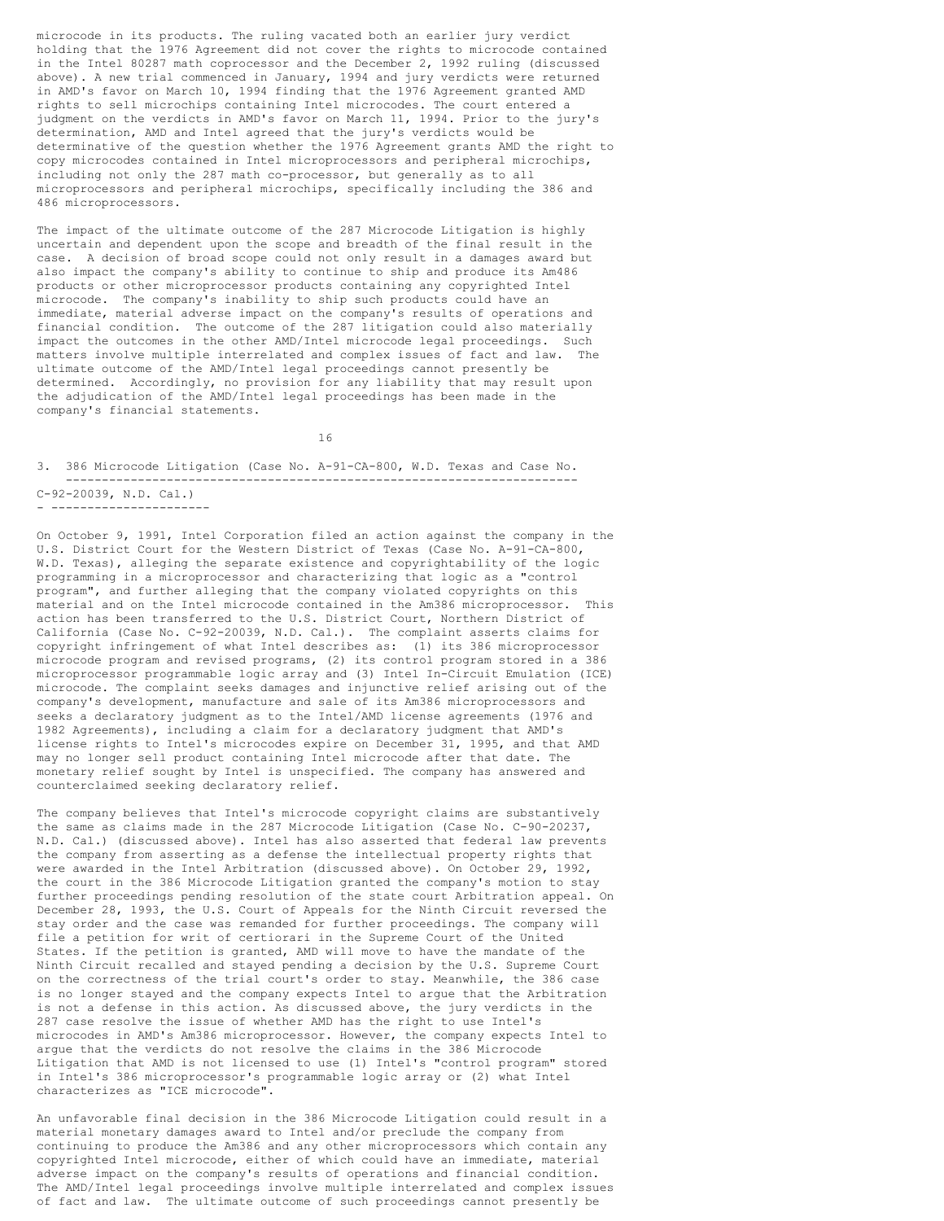microcode in its products. The ruling vacated both an earlier jury verdict holding that the 1976 Agreement did not cover the rights to microcode contained in the Intel 80287 math coprocessor and the December 2, 1992 ruling (discussed above). A new trial commenced in January, 1994 and jury verdicts were returned in AMD's favor on March 10, 1994 finding that the 1976 Agreement granted AMD rights to sell microchips containing Intel microcodes. The court entered a judgment on the verdicts in AMD's favor on March 11, 1994. Prior to the jury's determination, AMD and Intel agreed that the jury's verdicts would be determinative of the question whether the 1976 Agreement grants AMD the right to copy microcodes contained in Intel microprocessors and peripheral microchips, including not only the 287 math co-processor, but generally as to all microprocessors and peripheral microchips, specifically including the 386 and 486 microprocessors.

The impact of the ultimate outcome of the 287 Microcode Litigation is highly uncertain and dependent upon the scope and breadth of the final result in the case. A decision of broad scope could not only result in a damages award but also impact the company's ability to continue to ship and produce its Am486 products or other microprocessor products containing any copyrighted Intel microcode. The company's inability to ship such products could have an immediate, material adverse impact on the company's results of operations and financial condition. The outcome of the 287 litigation could also materially impact the outcomes in the other AMD/Intel microcode legal proceedings. Such matters involve multiple interrelated and complex issues of fact and law. The ultimate outcome of the AMD/Intel legal proceedings cannot presently be determined. Accordingly, no provision for any liability that may result upon the adjudication of the AMD/Intel legal proceedings has been made in the company's financial statements.

3. 386 Microcode Litigation (Case No. A-91-CA-800, W.D. Texas and Case No. C-92-20039, N.D. Cal.)

On October 9, 1991, Intel Corporation filed an action against the company in the U.S. District Court for the Western District of Texas (Case No. A-91-CA-800, W.D. Texas), alleging the separate existence and copyrightability of the logic programming in a microprocessor and characterizing that logic as a "control program", and further alleging that the company violated copyrights on this material and on the Intel microcode contained in the Am386 microprocessor. This action has been transferred to the U.S. District Court, Northern District of California (Case No. C-92-20039, N.D. Cal.). The complaint asserts claims for copyright infringement of what Intel describes as: (1) its 386 microprocessor microcode program and revised programs, (2) its control program stored in a 386 microprocessor programmable logic array and (3) Intel In-Circuit Emulation (ICE) microcode. The complaint seeks damages and injunctive relief arising out of the company's development, manufacture and sale of its Am386 microprocessors and seeks a declaratory judgment as to the Intel/AMD license agreements (1976 and 1982 Agreements), including a claim for a declaratory judgment that AMD's license rights to Intel's microcodes expire on December 31, 1995, and that AMD may no longer sell product containing Intel microcode after that date. The monetary relief sought by Intel is unspecified. The company has answered and counterclaimed seeking declaratory relief.

The company believes that Intel's microcode copyright claims are substantively the same as claims made in the 287 Microcode Litigation (Case No. C-90-20237, N.D. Cal.) (discussed above). Intel has also asserted that federal law prevents the company from asserting as a defense the intellectual property rights that were awarded in the Intel Arbitration (discussed above). On October 29, 1992, the court in the 386 Microcode Litigation granted the company's motion to stay further proceedings pending resolution of the state court Arbitration appeal. On December 28, 1993, the U.S. Court of Appeals for the Ninth Circuit reversed the stay order and the case was remanded for further proceedings. The company will file a petition for writ of certiorari in the Supreme Court of the United States. If the petition is granted, AMD will move to have the mandate of the Ninth Circuit recalled and stayed pending a decision by the U.S. Supreme Court on the correctness of the trial court's order to stay. Meanwhile, the 386 case is no longer stayed and the company expects Intel to argue that the Arbitration is not a defense in this action. As discussed above, the jury verdicts in the 287 case resolve the issue of whether AMD has the right to use Intel's microcodes in AMD's Am386 microprocessor. However, the company expects Intel to argue that the verdicts do not resolve the claims in the 386 Microcode Litigation that AMD is not licensed to use (1) Intel's "control program" stored in Intel's 386 microprocessor's programmable logic array or (2) what Intel characterizes as "ICE microcode".

An unfavorable final decision in the 386 Microcode Litigation could result in a material monetary damages award to Intel and/or preclude the company from continuing to produce the Am386 and any other microprocessors which contain any copyrighted Intel microcode, either of which could have an immediate, material adverse impact on the company's results of operations and financial condition. The AMD/Intel legal proceedings involve multiple interrelated and complex issues of fact and law. The ultimate outcome of such proceedings cannot presently be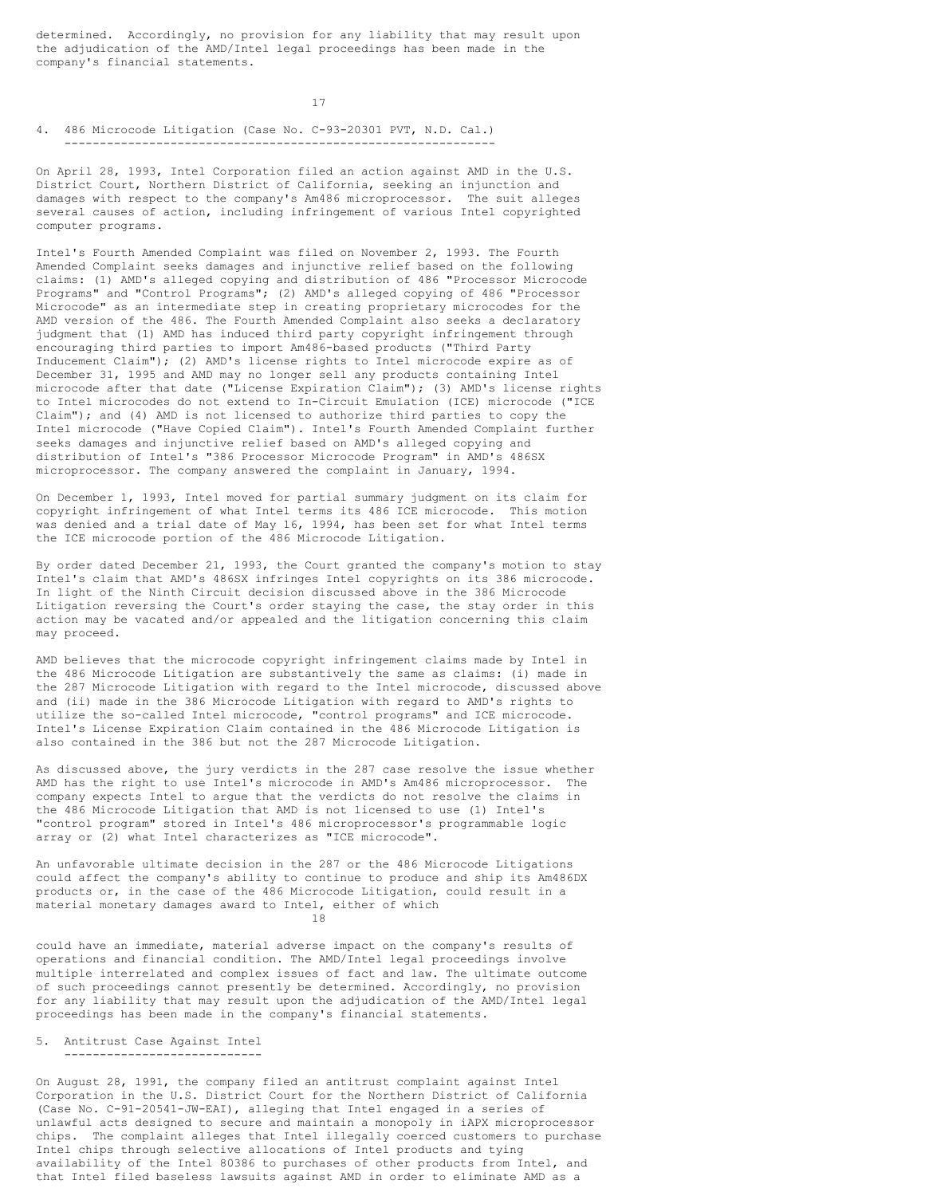determined. Accordingly, no provision for any liability that may result upon the adjudication of the AMD/Intel legal proceedings has been made in the company's financial statements.

## 4. 486 Microcode Litigation (Case No. C-93-20301 PVT, N.D. Cal.)

On April 28, 1993, Intel Corporation filed an action against AMD in the U.S. District Court, Northern District of California, seeking an injunction and damages with respect to the company's Am486 microprocessor. The suit alleges several causes of action, including infringement of various Intel copyrighted computer programs.

Intel's Fourth Amended Complaint was filed on November 2, 1993. The Fourth Amended Complaint seeks damages and injunctive relief based on the following claims: (1) AMD's alleged copying and distribution of 486 "Processor Microcode Programs" and "Control Programs"; (2) AMD's alleged copying of 486 "Processor Microcode" as an intermediate step in creating proprietary microcodes for the AMD version of the 486. The Fourth Amended Complaint also seeks a declaratory judgment that (1) AMD has induced third party copyright infringement through encouraging third parties to import Am486-based products ("Third Party Inducement Claim"); (2) AMD's license rights to Intel microcode expire as of December 31, 1995 and AMD may no longer sell any products containing Intel microcode after that date ("License Expiration Claim"); (3) AMD's license rights to Intel microcodes do not extend to In-Circuit Emulation (ICE) microcode ("ICE Claim"); and (4) AMD is not licensed to authorize third parties to copy the Intel microcode ("Have Copied Claim"). Intel's Fourth Amended Complaint further seeks damages and injunctive relief based on AMD's alleged copying and distribution of Intel's "386 Processor Microcode Program" in AMD's 486SX microprocessor. The company answered the complaint in January, 1994.

On December 1, 1993, Intel moved for partial summary judgment on its claim for copyright infringement of what Intel terms its 486 ICE microcode. This motion was denied and a trial date of May 16, 1994, has been set for what Intel terms the ICE microcode portion of the 486 Microcode Litigation.

By order dated December 21, 1993, the Court granted the company's motion to stay Intel's claim that AMD's 486SX infringes Intel copyrights on its 386 microcode. In light of the Ninth Circuit decision discussed above in the 386 Microcode Litigation reversing the Court's order staying the case, the stay order in this action may be vacated and/or appealed and the litigation concerning this claim may proceed.

AMD believes that the microcode copyright infringement claims made by Intel in the 486 Microcode Litigation are substantively the same as claims: (i) made in the 287 Microcode Litigation with regard to the Intel microcode, discussed above and (ii) made in the 386 Microcode Litigation with regard to AMD's rights to utilize the so-called Intel microcode, "control programs" and ICE microcode. Intel's License Expiration Claim contained in the 486 Microcode Litigation is also contained in the 386 but not the 287 Microcode Litigation.

As discussed above, the jury verdicts in the 287 case resolve the issue whether AMD has the right to use Intel's microcode in AMD's Am486 microprocessor. The company expects Intel to argue that the verdicts do not resolve the claims in the 486 Microcode Litigation that AMD is not licensed to use (1) Intel's "control program" stored in Intel's 486 microprocessor's programmable logic array or (2) what Intel characterizes as "ICE microcode".

An unfavorable ultimate decision in the 287 or the 486 Microcode Litigations could affect the company's ability to continue to produce and ship its Am486DX products or, in the case of the 486 Microcode Litigation, could result in a material monetary damages award to Intel, either of which could have an immediate, material adverse impact on the company's results of operations and financial condition. The AMD/Intel legal proceedings involve multiple interrelated and complex issues of fact and law. The ultimate outcome of such proceedings cannot presently be determined. Accordingly, no provision for any liability that may result upon the adjudication of the AMD/Intel legal proceedings has been made in the company's financial statements.

## 5. Antitrust Case Against Intel

On August 28, 1991, the company filed an antitrust complaint against Intel Corporation in the U.S. District Court for the Northern District of California (Case No. C-91-20541-JW-EAI), alleging that Intel engaged in a series of unlawful acts designed to secure and maintain a monopoly in iAPX microprocessor chips. The complaint alleges that Intel illegally coerced customers to purchase Intel chips through selective allocations of Intel products and tying availability of the Intel 80386 to purchases of other products from Intel, and that Intel filed baseless lawsuits against AMD in order to eliminate AMD as a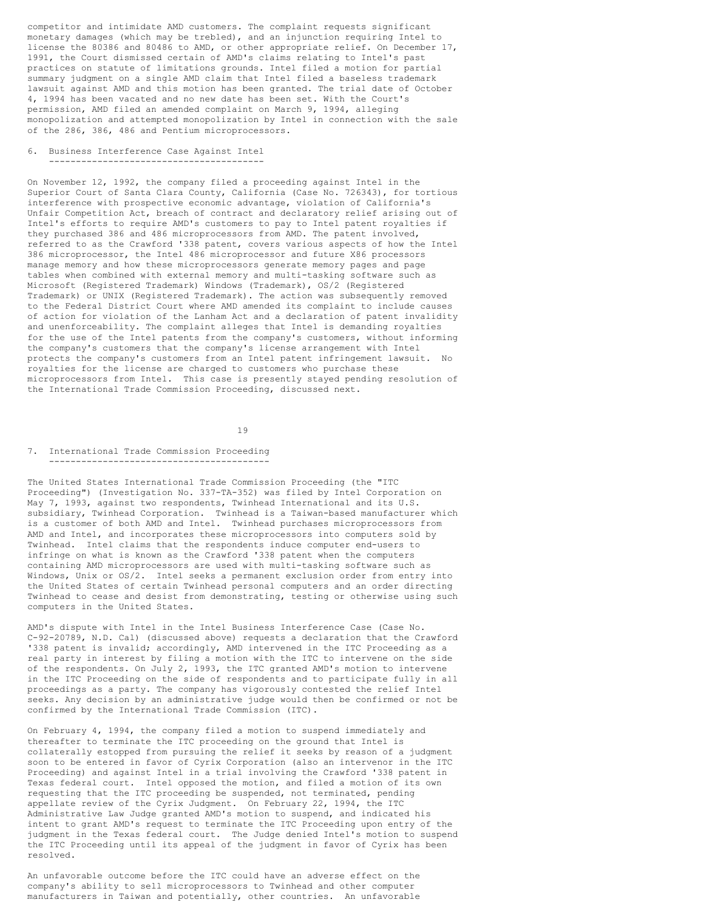competitor and intimidate AMD customers. The complaint requests significant monetary damages (which may be trebled), and an injunction requiring Intel to license the 80386 and 80486 to AMD, or other appropriate relief. On December 17, 1991, the Court dismissed certain of AMD's claims relating to Intel's past practices on statute of limitations grounds. Intel filed a motion for partial summary judgment on a single AMD claim that Intel filed a baseless trademark lawsuit against AMD and this motion has been granted. The trial date of October 4, 1994 has been vacated and no new date has been set. With the Court's permission, AMD filed an amended complaint on March 9, 1994, alleging monopolization and attempted monopolization by Intel in connection with the sale of the 286, 386, 486 and Pentium microprocessors.

## 6. Business Interference Case Against Intel

On November 12, 1992, the company filed a proceeding against Intel in the Superior Court of Santa Clara County, California (Case No. 726343), for tortious interference with prospective economic advantage, violation of California's Unfair Competition Act, breach of contract and declaratory relief arising out of Intel's efforts to require AMD's customers to pay to Intel patent royalties if they purchased 386 and 486 microprocessors from AMD. The patent involved, referred to as the Crawford '338 patent, covers various aspects of how the Intel 386 microprocessor, the Intel 486 microprocessor and future X86 processors manage memory and how these microprocessors generate memory pages and page tables when combined with external memory and multi-tasking software such as Microsoft (Registered Trademark) Windows (Trademark), OS/2 (Registered Trademark) or UNIX (Registered Trademark). The action was subsequently removed to the Federal District Court where AMD amended its complaint to include causes of action for violation of the Lanham Act and a declaration of patent invalidity and unenforceability. The complaint alleges that Intel is demanding royalties for the use of the Intel patents from the company's customers, without informing the company's customers that the company's license arrangement with Intel protects the company's customers from an Intel patent infringement lawsuit. No royalties for the license are charged to customers who purchase these microprocessors from Intel. This case is presently stayed pending resolution of the International Trade Commission Proceeding, discussed next.

## 7. International Trade Commission Proceeding

The United States International Trade Commission Proceeding (the "ITC Proceeding") (Investigation No. 337-TA-352) was filed by Intel Corporation on May 7, 1993, against two respondents, Twinhead International and its U.S. subsidiary, Twinhead Corporation. Twinhead is a Taiwan-based manufacturer which is a customer of both AMD and Intel. Twinhead purchases microprocessors from AMD and Intel, and incorporates these microprocessors into computers sold by Twinhead. Intel claims that the respondents induce computer end-users to infringe on what is known as the Crawford '338 patent when the computers containing AMD microprocessors are used with multi-tasking software such as Windows, Unix or OS/2. Intel seeks a permanent exclusion order from entry into the United States of certain Twinhead personal computers and an order directing Twinhead to cease and desist from demonstrating, testing or otherwise using such computers in the United States.

AMD's dispute with Intel in the Intel Business Interference Case (Case No. C-92-20789, N.D. Cal) (discussed above) requests a declaration that the Crawford '338 patent is invalid; accordingly, AMD intervened in the ITC Proceeding as a real party in interest by filing a motion with the ITC to intervene on the side of the respondents. On July 2, 1993, the ITC granted AMD's motion to intervene in the ITC Proceeding on the side of respondents and to participate fully in all proceedings as a party. The company has vigorously contested the relief Intel seeks. Any decision by an administrative judge would then be confirmed or not be confirmed by the International Trade Commission (ITC).

On February 4, 1994, the company filed a motion to suspend immediately and thereafter to terminate the ITC proceeding on the ground that Intel is collaterally estopped from pursuing the relief it seeks by reason of a judgment soon to be entered in favor of Cyrix Corporation (also an intervenor in the ITC Proceeding) and against Intel in a trial involving the Crawford '338 patent in Texas federal court. Intel opposed the motion, and filed a motion of its own requesting that the ITC proceeding be suspended, not terminated, pending appellate review of the Cyrix Judgment. On February 22, 1994, the ITC Administrative Law Judge granted AMD's motion to suspend, and indicated his intent to grant AMD's request to terminate the ITC Proceeding upon entry of the judgment in the Texas federal court. The Judge denied Intel's motion to suspend the ITC Proceeding until its appeal of the judgment in favor of Cyrix has been resolved.

An unfavorable outcome before the ITC could have an adverse effect on the company's ability to sell microprocessors to Twinhead and other computer manufacturers in Taiwan and potentially, other countries. An unfavorable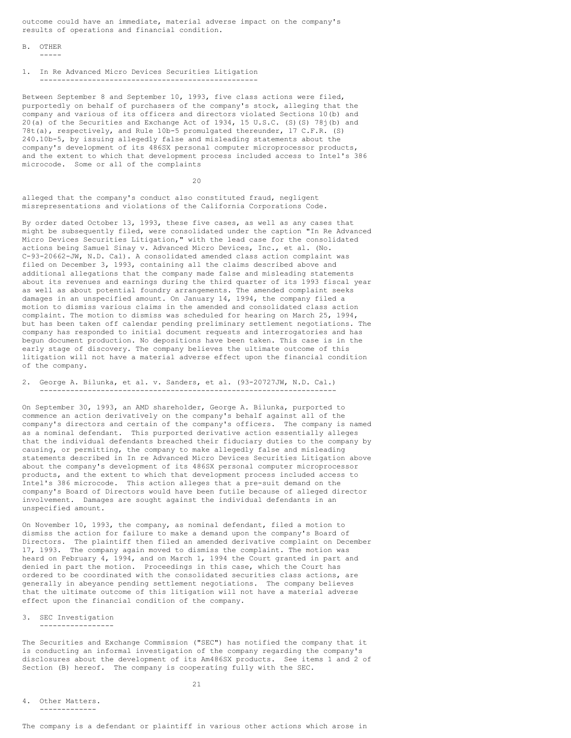outcome could have an immediate, material adverse impact on the company's results of operations and financial condition.

## B. OTHER

### 1. In Re Advanced Micro Devices Securities Litigation

Between September 8 and September 10, 1993, five class actions were filed, purportedly on behalf of purchasers of the company's stock, alleging that the company and various of its officers and directors violated Sections 10(b) and 20(a) of the Securities and Exchange Act of 1934, 15 U.S.C. (S)(S) 78j(b) and 78t(a), respectively, and Rule 10b-5 promulgated thereunder, 17 C.F.R. (S) 240.10b-5, by issuing allegedly false and misleading statements about the company's development of its 486SX personal computer microprocessor products, and the extent to which that development process included access to Intel's 386 microcode. Some or all of the complaints alleged that the company's conduct also constituted fraud, negligent misrepresentations and violations of the California Corporations Code.

By order dated October 13, 1993, these five cases, as well as any cases that might be subsequently filed, were consolidated under the caption "In Re Advanced Micro Devices Securities Litigation," with the lead case for the consolidated actions being Samuel Sinay v. Advanced Micro Devices, Inc., et al. (No. C-93-20662-JW, N.D. Cal). A consolidated amended class action complaint was filed on December 3, 1993, containing all the claims described above and additional allegations that the company made false and misleading statements about its revenues and earnings during the third quarter of its 1993 fiscal year as well as about potential foundry arrangements. The amended complaint seeks damages in an unspecified amount. On January 14, 1994, the company filed a motion to dismiss various claims in the amended and consolidated class action complaint. The motion to dismiss was scheduled for hearing on March 25, 1994, but has been taken off calendar pending preliminary settlement negotiations. The company has responded to initial document requests and interrogatories and has begun document production. No depositions have been taken. This case is in the early stage of discovery. The company believes the ultimate outcome of this litigation will not have a material adverse effect upon the financial condition of the company.

### 2. George A. Bilunka, et al. v. Sanders, et al. (93-20727JW, N.D. Cal.)

On September 30, 1993, an AMD shareholder, George A. Bilunka, purported to commence an action derivatively on the company's behalf against all of the company's directors and certain of the company's officers. The company is named as a nominal defendant. This purported derivative action essentially alleges that the individual defendants breached their fiduciary duties to the company by causing, or permitting, the company to make allegedly false and misleading statements described in In re Advanced Micro Devices Securities Litigation above about the company's development of its 486SX personal computer microprocessor products, and the extent to which that development process included access to Intel's 386 microcode. This action alleges that a pre-suit demand on the company's Board of Directors would have been futile because of alleged director involvement. Damages are sought against the individual defendants in an unspecified amount.

On November 10, 1993, the company, as nominal defendant, filed a motion to dismiss the action for failure to make a demand upon the company's Board of Directors. The plaintiff then filed an amended derivative complaint on December 17, 1993. The company again moved to dismiss the complaint. The motion was heard on February 4, 1994, and on March 1, 1994 the Court granted in part and denied in part the motion. Proceedings in this case, which the Court has ordered to be coordinated with the consolidated securities class actions, are generally in abeyance pending settlement negotiations. The company believes that the ultimate outcome of this litigation will not have a material adverse effect upon the financial condition of the company.

### 3. SEC Investigation

The Securities and Exchange Commission ("SEC") has notified the company that it is conducting an informal investigation of the company regarding the company's disclosures about the development of its Am486SX products. See items 1 and 2 of Section (B) hereof. The company is cooperating fully with the SEC.

### 4. Other Matters.

The company is a defendant or plaintiff in various other actions which arose in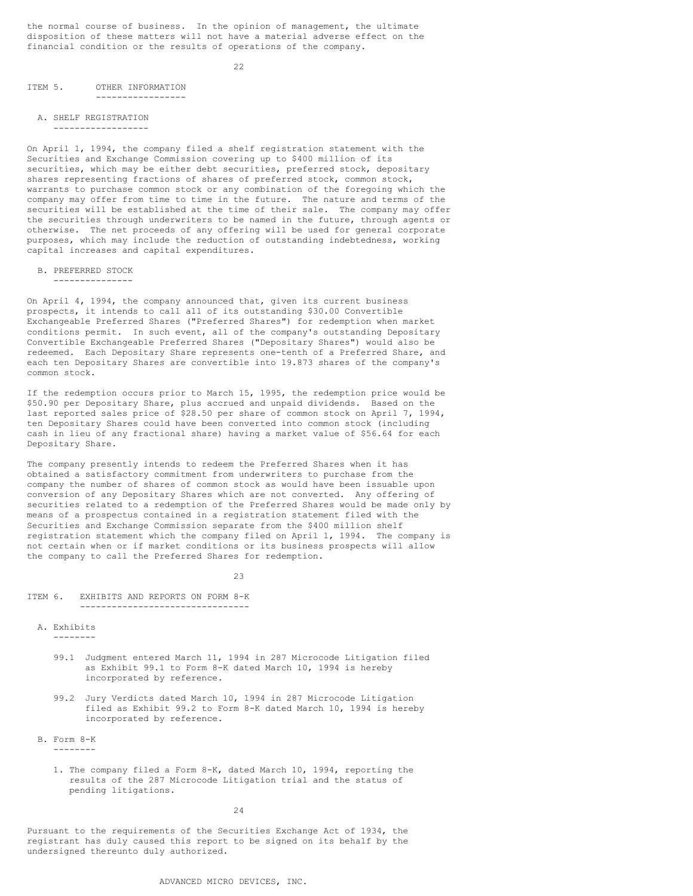the normal course of business. In the opinion of management, the ultimate disposition of these matters will not have a material adverse effect on the financial condition or the results of operations of the company.

## ITEM 5. OTHER INFORMATION

### A. SHELF REGISTRATION

On April 1, 1994, the company filed a shelf registration statement with the Securities and Exchange Commission covering up to $400 million of its securities, which may be either debt securities, preferred stock, depositary shares representing fractions of shares of preferred stock, common stock, warrants to purchase common stock or any combination of the foregoing which the company may offer from time to time in the future. The nature and terms of the securities will be established at the time of their sale. The company may offer the securities through underwriters to be named in the future, through agents or otherwise. The net proceeds of any offering will be used for general corporate purposes, which may include the reduction of outstanding indebtedness, working capital increases and capital expenditures.

### B. PREFERRED STOCK

On April 4, 1994, the company announced that, given its current business prospects, it intends to call all of its outstanding $30.00 Convertible Exchangeable Preferred Shares ("Preferred Shares") for redemption when market conditions permit. In such event, all of the company's outstanding Depositary Convertible Exchangeable Preferred Shares ("Depositary Shares") would also be redeemed. Each Depositary Share represents one-tenth of a Preferred Share, and each ten Depositary Shares are convertible into 19.873 shares of the company's common stock.

If the redemption occurs prior to March 15, 1995, the redemption price would be $50.90 per Depositary Share, plus accrued and unpaid dividends. Based on the last reported sales price of $28.50 per share of common stock on April 7, 1994, ten Depositary Shares could have been converted into common stock (including cash in lieu of any fractional share) having a market value of $56.64 for each Depositary Share.

The company presently intends to redeem the Preferred Shares when it has obtained a satisfactory commitment from underwriters to purchase from the company the number of shares of common stock as would have been issuable upon conversion of any Depositary Shares which are not converted. Any offering of securities related to a redemption of the Preferred Shares would be made only by means of a prospectus contained in a registration statement filed with the Securities and Exchange Commission separate from the $400 million shelf registration statement which the company filed on April 1, 1994. The company is not certain when or if market conditions or its business prospects will allow the company to call the Preferred Shares for redemption.

## ITEM 6. EXHIBITS AND REPORTS ON FORM 8-K

### A. Exhibits

99.1 Judgment entered March 11, 1994 in 287 Microcode Litigation filed as Exhibit 99.1 to Form 8-K dated March 10, 1994 is hereby incorporated by reference.

99.2 Jury Verdicts dated March 10, 1994 in 287 Microcode Litigation filed as Exhibit 99.2 to Form 8-K dated March 10, 1994 is hereby incorporated by reference.

### B. Form 8-K

1. The company filed a Form 8-K, dated March 10, 1994, reporting the results of the 287 Microcode Litigation trial and the status of pending litigations.

Pursuant to the requirements of the Securities Exchange Act of 1934, the registrant has duly caused this report to be signed on its behalf by the undersigned thereunto duly authorized.

ADVANCED MICRO DEVICES, INC.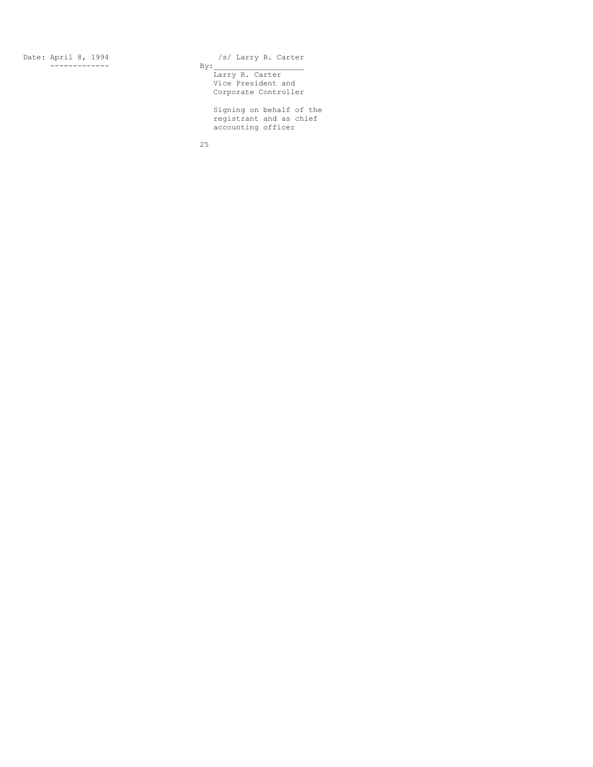Date: April 8, 1994

/s/ Larry R. Carter

By:\_\_\_\_\_\_\_\_\_\_\_\_\_\_\_\_\_\_\_

Larry R. Carter
Vice President and
Corporate Controller

Signing on behalf of the
registrant and as chief
accounting officer